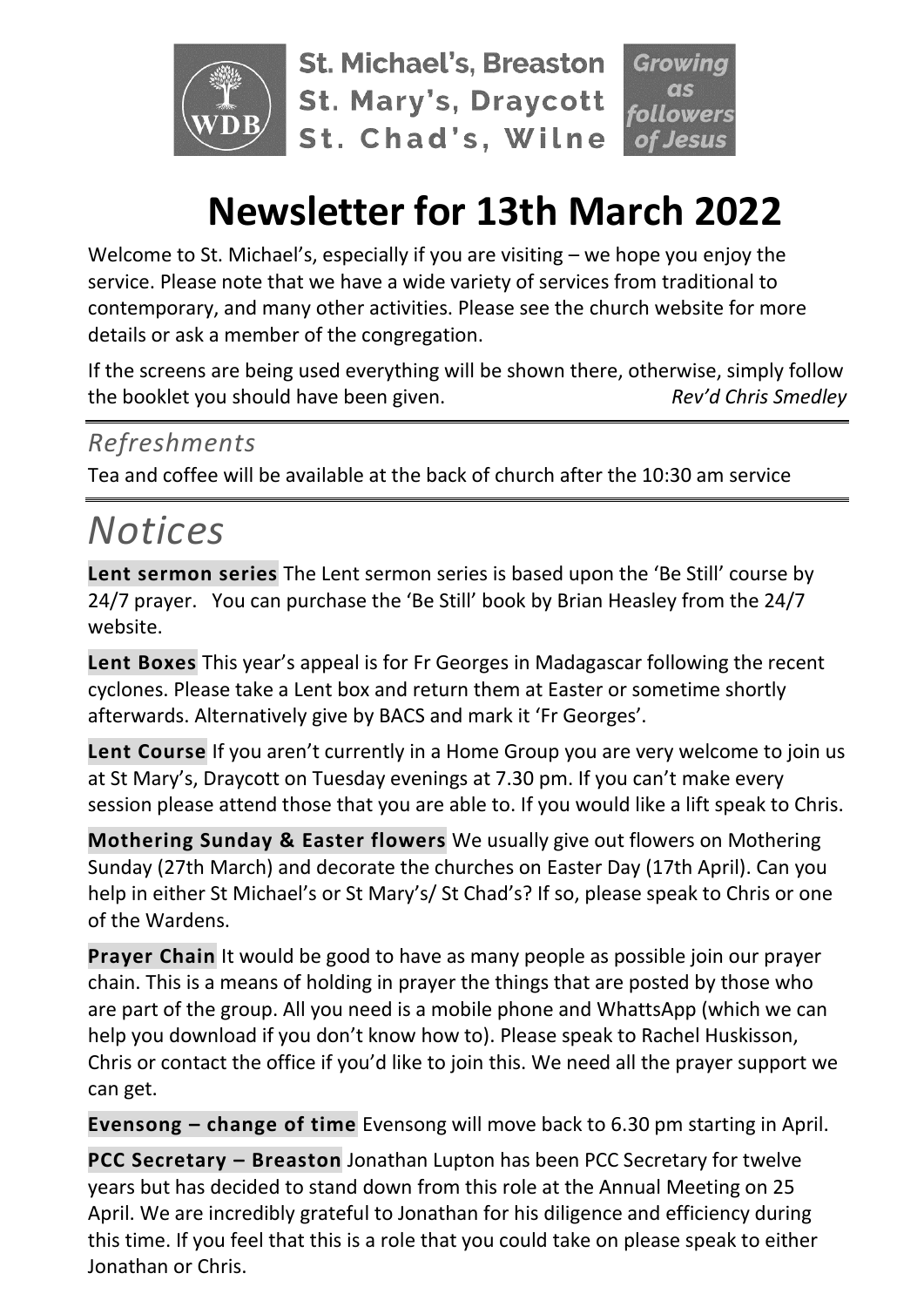St. Michael's, Breaston
St. Mary's, Draycott
St. Chad's, Wilne

*Growing as followers of Jesus*

# Newsletter for 13th March 2022

Welcome to St. Michael's, especially if you are visiting – we hope you enjoy the service. Please note that we have a wide variety of services from traditional to contemporary, and many other activities. Please see the church website for more details or ask a member of the congregation.

If the screens are being used everything will be shown there, otherwise, simply follow the booklet you should have been given. *Rev'd Chris Smedley*

## *Refreshments*

Tea and coffee will be available at the back of church after the 10:30 am service

# *Notices*

**Lent sermon series** The Lent sermon series is based upon the 'Be Still' course by 24/7 prayer. You can purchase the 'Be Still' book by Brian Heasley from the 24/7 website.

**Lent Boxes** This year's appeal is for Fr Georges in Madagascar following the recent cyclones. Please take a Lent box and return them at Easter or sometime shortly afterwards. Alternatively give by BACS and mark it 'Fr Georges'.

**Lent Course** If you aren't currently in a Home Group you are very welcome to join us at St Mary's, Draycott on Tuesday evenings at 7.30 pm. If you can't make every session please attend those that you are able to. If you would like a lift speak to Chris.

**Mothering Sunday & Easter flowers** We usually give out flowers on Mothering Sunday (27th March) and decorate the churches on Easter Day (17th April). Can you help in either St Michael's or St Mary's/ St Chad's? If so, please speak to Chris or one of the Wardens.

**Prayer Chain** It would be good to have as many people as possible join our prayer chain. This is a means of holding in prayer the things that are posted by those who are part of the group. All you need is a mobile phone and WhattsApp (which we can help you download if you don't know how to). Please speak to Rachel Huskisson, Chris or contact the office if you'd like to join this. We need all the prayer support we can get.

**Evensong – change of time** Evensong will move back to 6.30 pm starting in April.

**PCC Secretary – Breaston** Jonathan Lupton has been PCC Secretary for twelve years but has decided to stand down from this role at the Annual Meeting on 25 April. We are incredibly grateful to Jonathan for his diligence and efficiency during this time. If you feel that this is a role that you could take on please speak to either Jonathan or Chris.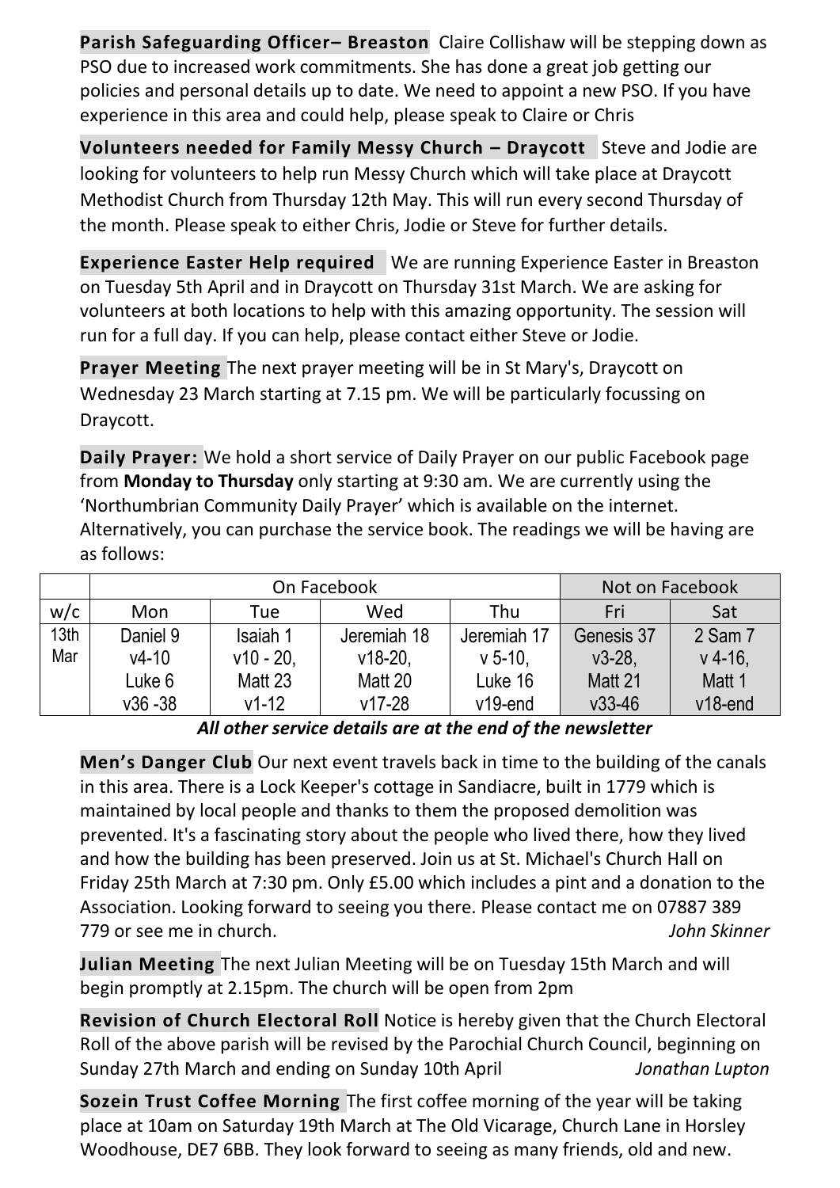**Parish Safeguarding Officer– Breaston** Claire Collishaw will be stepping down as PSO due to increased work commitments. She has done a great job getting our policies and personal details up to date. We need to appoint a new PSO. If you have experience in this area and could help, please speak to Claire or Chris

**Volunteers needed for Family Messy Church – Draycott** Steve and Jodie are looking for volunteers to help run Messy Church which will take place at Draycott Methodist Church from Thursday 12th May. This will run every second Thursday of the month. Please speak to either Chris, Jodie or Steve for further details.

**Experience Easter Help required** We are running Experience Easter in Breaston on Tuesday 5th April and in Draycott on Thursday 31st March. We are asking for volunteers at both locations to help with this amazing opportunity. The session will run for a full day. If you can help, please contact either Steve or Jodie.

**Prayer Meeting** The next prayer meeting will be in St Mary's, Draycott on Wednesday 23 March starting at 7.15 pm. We will be particularly focussing on Draycott.

**Daily Prayer:** We hold a short service of Daily Prayer on our public Facebook page from **Monday to Thursday** only starting at 9:30 am. We are currently using the 'Northumbrian Community Daily Prayer' which is available on the internet. Alternatively, you can purchase the service book. The readings we will be having are as follows:

| | On Facebook | | | | Not on Facebook | |
|---|---|---|---|---|---|---|
| w/c | Mon | Tue | Wed | Thu | Fri | Sat |
| 13th Mar | Daniel 9 v4-10 Luke 6 v36 -38 | Isaiah 1 v10 - 20, Matt 23 v1-12 | Jeremiah 18 v18-20, Matt 20 v17-28 | Jeremiah 17 v 5-10, Luke 16 v19-end | Genesis 37 v3-28, Matt 21 v33-46 | 2 Sam 7 v 4-16, Matt 1 v18-end |

***All other service details are at the end of the newsletter***

**Men's Danger Club** Our next event travels back in time to the building of the canals in this area. There is a Lock Keeper's cottage in Sandiacre, built in 1779 which is maintained by local people and thanks to them the proposed demolition was prevented. It's a fascinating story about the people who lived there, how they lived and how the building has been preserved. Join us at St. Michael's Church Hall on Friday 25th March at 7:30 pm. Only £5.00 which includes a pint and a donation to the Association. Looking forward to seeing you there. Please contact me on 07887 389 779 or see me in church. *John Skinner*

**Julian Meeting** The next Julian Meeting will be on Tuesday 15th March and will begin promptly at 2.15pm. The church will be open from 2pm

**Revision of Church Electoral Roll** Notice is hereby given that the Church Electoral Roll of the above parish will be revised by the Parochial Church Council, beginning on Sunday 27th March and ending on Sunday 10th April *Jonathan Lupton*

**Sozein Trust Coffee Morning** The first coffee morning of the year will be taking place at 10am on Saturday 19th March at The Old Vicarage, Church Lane in Horsley Woodhouse, DE7 6BB. They look forward to seeing as many friends, old and new.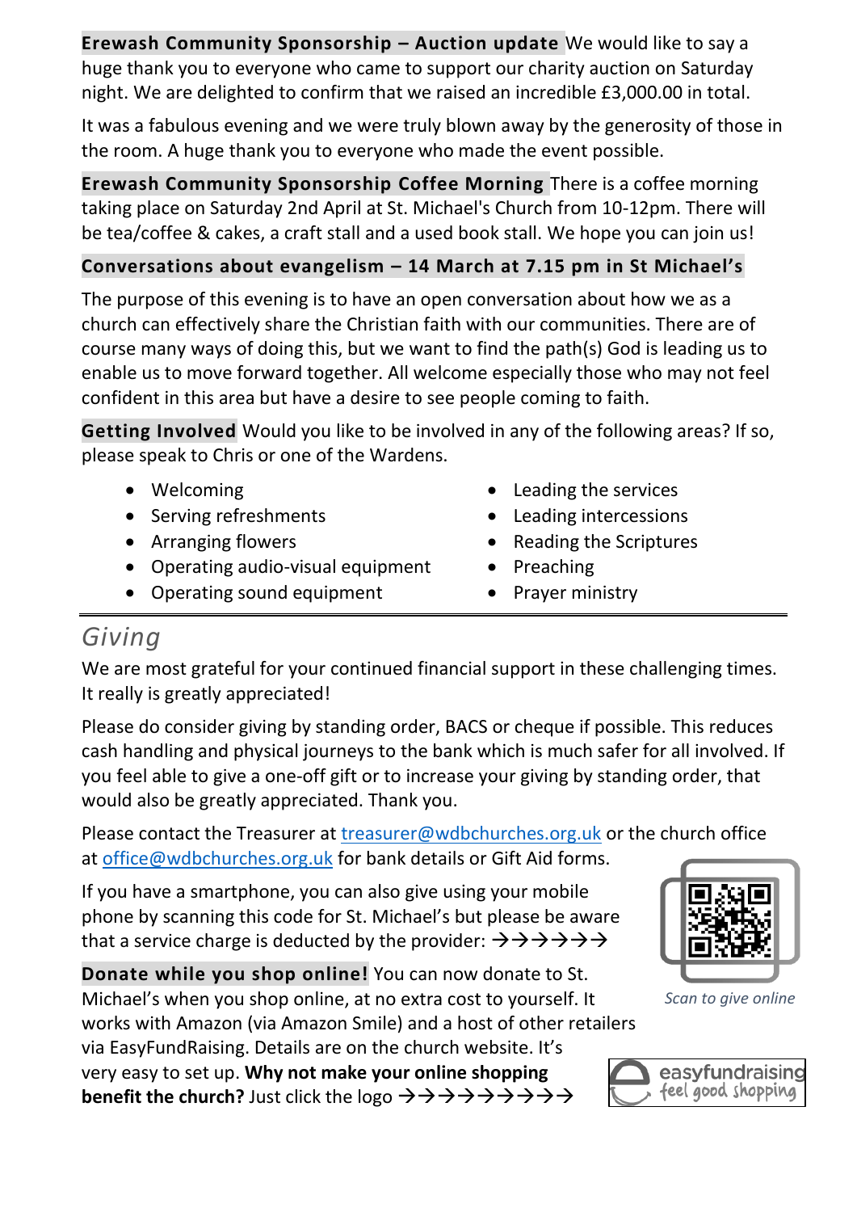**Erewash Community Sponsorship – Auction update** We would like to say a huge thank you to everyone who came to support our charity auction on Saturday night. We are delighted to confirm that we raised an incredible £3,000.00 in total.

It was a fabulous evening and we were truly blown away by the generosity of those in the room. A huge thank you to everyone who made the event possible.

**Erewash Community Sponsorship Coffee Morning** There is a coffee morning taking place on Saturday 2nd April at St. Michael's Church from 10-12pm. There will be tea/coffee & cakes, a craft stall and a used book stall. We hope you can join us!

**Conversations about evangelism – 14 March at 7.15 pm in St Michael's**

The purpose of this evening is to have an open conversation about how we as a church can effectively share the Christian faith with our communities. There are of course many ways of doing this, but we want to find the path(s) God is leading us to enable us to move forward together. All welcome especially those who may not feel confident in this area but have a desire to see people coming to faith.

**Getting Involved** Would you like to be involved in any of the following areas? If so, please speak to Chris or one of the Wardens.

- Welcoming
- Serving refreshments
- Arranging flowers
- Operating audio-visual equipment
- Operating sound equipment
- Leading the services
- Leading intercessions
- Reading the Scriptures
- Preaching
- Prayer ministry

---

## *Giving*

We are most grateful for your continued financial support in these challenging times. It really is greatly appreciated!

Please do consider giving by standing order, BACS or cheque if possible. This reduces cash handling and physical journeys to the bank which is much safer for all involved. If you feel able to give a one-off gift or to increase your giving by standing order, that would also be greatly appreciated. Thank you.

Please contact the Treasurer at treasurer@wdbchurches.org.uk or the church office at office@wdbchurches.org.uk for bank details or Gift Aid forms.

If you have a smartphone, you can also give using your mobile phone by scanning this code for St. Michael's but please be aware that a service charge is deducted by the provider: →→→→→→

*Scan to give online*

**Donate while you shop online!** You can now donate to St. Michael's when you shop online, at no extra cost to yourself. It works with Amazon (via Amazon Smile) and a host of other retailers via EasyFundRaising. Details are on the church website. It's very easy to set up. **Why not make your online shopping benefit the church?** Just click the logo →→→→→→→→→

easyfundraising feel good shopping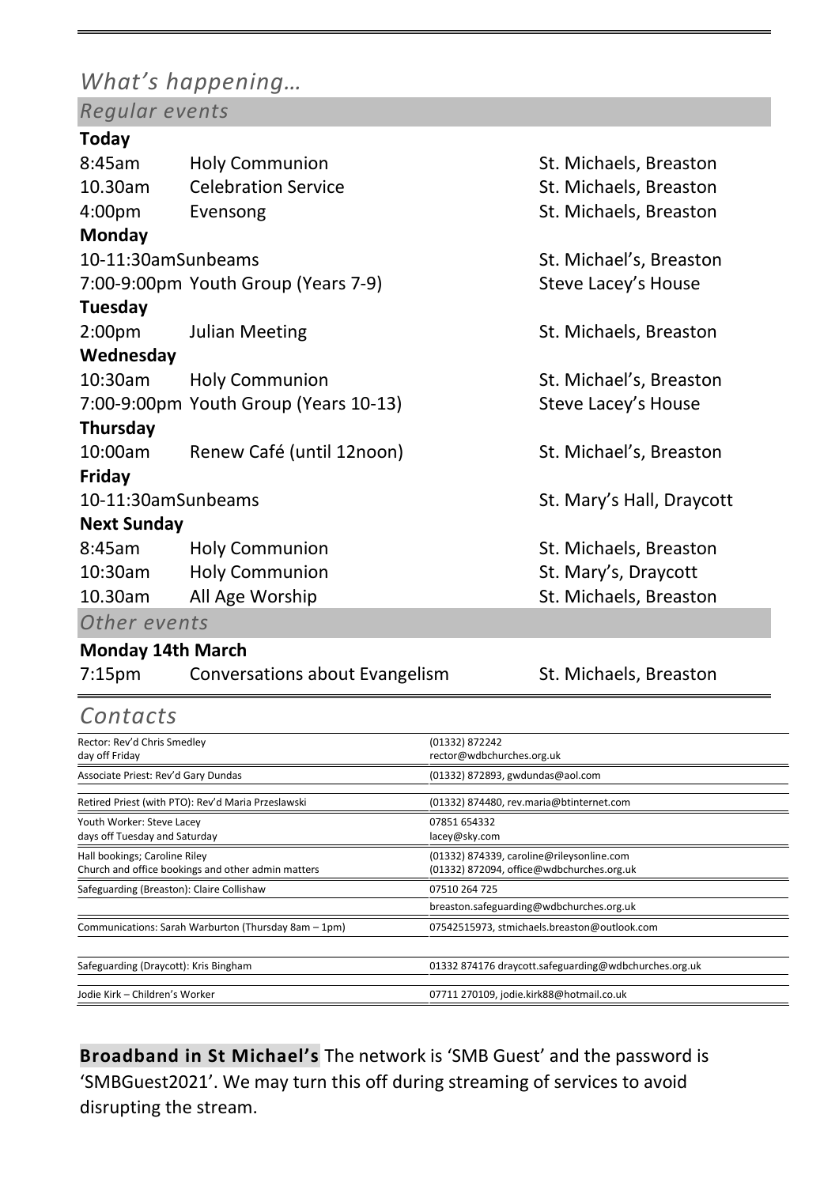# *What's happening…*

## *Regular events*

| | | |
|---|---|---|
| **Today** | | |
| 8:45am | Holy Communion | St. Michaels, Breaston |
| 10.30am | Celebration Service | St. Michaels, Breaston |
| 4:00pm | Evensong | St. Michaels, Breaston |
| **Monday** | | |
| 10-11:30am | Sunbeams | St. Michael's, Breaston |
| 7:00-9:00pm | Youth Group (Years 7-9) | Steve Lacey's House |
| **Tuesday** | | |
| 2:00pm | Julian Meeting | St. Michaels, Breaston |
| **Wednesday** | | |
| 10:30am | Holy Communion | St. Michael's, Breaston |
| 7:00-9:00pm | Youth Group (Years 10-13) | Steve Lacey's House |
| **Thursday** | | |
| 10:00am | Renew Café (until 12noon) | St. Michael's, Breaston |
| **Friday** | | |
| 10-11:30am | Sunbeams | St. Mary's Hall, Draycott |
| **Next Sunday** | | |
| 8:45am | Holy Communion | St. Michaels, Breaston |
| 10:30am | Holy Communion | St. Mary's, Draycott |
| 10.30am | All Age Worship | St. Michaels, Breaston |

## *Other events*

| | | |
|---|---|---|
| **Monday 14th March** | | |
| 7:15pm | Conversations about Evangelism | St. Michaels, Breaston |

## *Contacts*

| | |
|---|---|
| Rector: Rev'd Chris Smedley<br>day off Friday | (01332) 872242<br>rector@wdbchurches.org.uk |
| Associate Priest: Rev'd Gary Dundas | (01332) 872893, gwdundas@aol.com |
| Retired Priest (with PTO): Rev'd Maria Przeslawski | (01332) 874480, rev.maria@btinternet.com |
| Youth Worker: Steve Lacey<br>days off Tuesday and Saturday | 07851 654332<br>lacey@sky.com |
| Hall bookings; Caroline Riley<br>Church and office bookings and other admin matters | (01332) 874339, caroline@rileysonline.com<br>(01332) 872094, office@wdbchurches.org.uk |
| Safeguarding (Breaston): Claire Collishaw | 07510 264 725<br>breaston.safeguarding@wdbchurches.org.uk |
| Communications: Sarah Warburton (Thursday 8am – 1pm) | 07542515973, stmichaels.breaston@outlook.com |
| Safeguarding (Draycott): Kris Bingham | 01332 874176 draycott.safeguarding@wdbchurches.org.uk |
| Jodie Kirk – Children's Worker | 07711 270109, jodie.kirk88@hotmail.co.uk |

**Broadband in St Michael's** The network is 'SMB Guest' and the password is 'SMBGuest2021'. We may turn this off during streaming of services to avoid disrupting the stream.